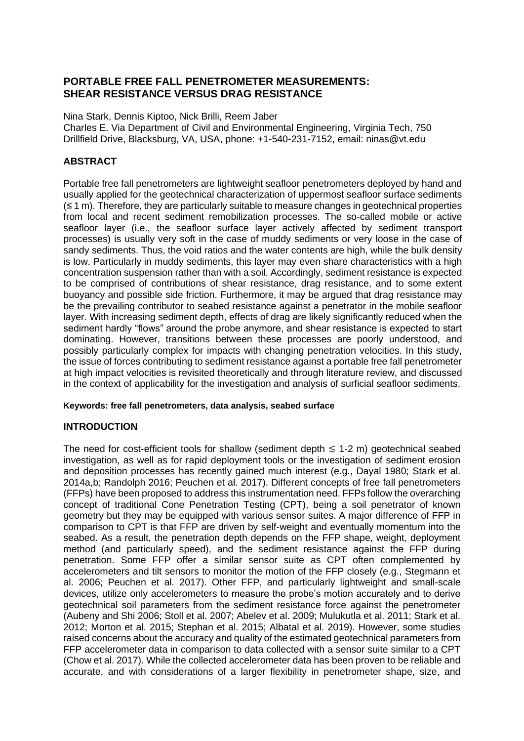# PORTABLE FREE FALL PENETROMETER MEASUREMENTS: SHEAR RESISTANCE VERSUS DRAG RESISTANCE

Nina Stark, Dennis Kiptoo, Nick Brilli, Reem Jaber
Charles E. Via Department of Civil and Environmental Engineering, Virginia Tech, 750 Drillfield Drive, Blacksburg, VA, USA, phone: +1-540-231-7152, email: ninas@vt.edu

## ABSTRACT

Portable free fall penetrometers are lightweight seafloor penetrometers deployed by hand and usually applied for the geotechnical characterization of uppermost seafloor surface sediments (≤ 1 m). Therefore, they are particularly suitable to measure changes in geotechnical properties from local and recent sediment remobilization processes. The so-called mobile or active seafloor layer (i.e., the seafloor surface layer actively affected by sediment transport processes) is usually very soft in the case of muddy sediments or very loose in the case of sandy sediments. Thus, the void ratios and the water contents are high, while the bulk density is low. Particularly in muddy sediments, this layer may even share characteristics with a high concentration suspension rather than with a soil. Accordingly, sediment resistance is expected to be comprised of contributions of shear resistance, drag resistance, and to some extent buoyancy and possible side friction. Furthermore, it may be argued that drag resistance may be the prevailing contributor to seabed resistance against a penetrator in the mobile seafloor layer. With increasing sediment depth, effects of drag are likely significantly reduced when the sediment hardly "flows" around the probe anymore, and shear resistance is expected to start dominating. However, transitions between these processes are poorly understood, and possibly particularly complex for impacts with changing penetration velocities. In this study, the issue of forces contributing to sediment resistance against a portable free fall penetrometer at high impact velocities is revisited theoretically and through literature review, and discussed in the context of applicability for the investigation and analysis of surficial seafloor sediments.

**Keywords: free fall penetrometers, data analysis, seabed surface**

## INTRODUCTION

The need for cost-efficient tools for shallow (sediment depth $\lesssim$ 1-2 m) geotechnical seabed investigation, as well as for rapid deployment tools or the investigation of sediment erosion and deposition processes has recently gained much interest (e.g., Dayal 1980; Stark et al. 2014a,b; Randolph 2016; Peuchen et al. 2017). Different concepts of free fall penetrometers (FFPs) have been proposed to address this instrumentation need. FFPs follow the overarching concept of traditional Cone Penetration Testing (CPT), being a soil penetrator of known geometry but they may be equipped with various sensor suites. A major difference of FFP in comparison to CPT is that FFP are driven by self-weight and eventually momentum into the seabed. As a result, the penetration depth depends on the FFP shape, weight, deployment method (and particularly speed), and the sediment resistance against the FFP during penetration. Some FFP offer a similar sensor suite as CPT often complemented by accelerometers and tilt sensors to monitor the motion of the FFP closely (e.g., Stegmann et al. 2006; Peuchen et al. 2017). Other FFP, and particularly lightweight and small-scale devices, utilize only accelerometers to measure the probe's motion accurately and to derive geotechnical soil parameters from the sediment resistance force against the penetrometer (Aubeny and Shi 2006; Stoll et al. 2007; Abelev et al. 2009; Mulukutla et al. 2011; Stark et al. 2012; Morton et al. 2015; Stephan et al. 2015; Albatal et al. 2019). However, some studies raised concerns about the accuracy and quality of the estimated geotechnical parameters from FFP accelerometer data in comparison to data collected with a sensor suite similar to a CPT (Chow et al. 2017). While the collected accelerometer data has been proven to be reliable and accurate, and with considerations of a larger flexibility in penetrometer shape, size, and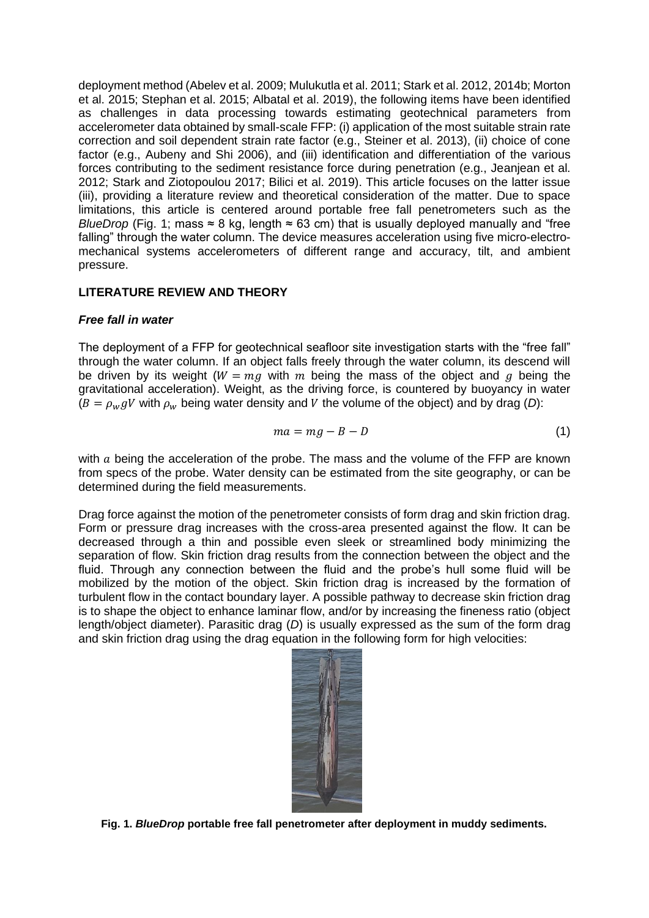deployment method (Abelev et al. 2009; Mulukutla et al. 2011; Stark et al. 2012, 2014b; Morton et al. 2015; Stephan et al. 2015; Albatal et al. 2019), the following items have been identified as challenges in data processing towards estimating geotechnical parameters from accelerometer data obtained by small-scale FFP: (i) application of the most suitable strain rate correction and soil dependent strain rate factor (e.g., Steiner et al. 2013), (ii) choice of cone factor (e.g., Aubeny and Shi 2006), and (iii) identification and differentiation of the various forces contributing to the sediment resistance force during penetration (e.g., Jeanjean et al. 2012; Stark and Ziotopoulou 2017; Bilici et al. 2019). This article focuses on the latter issue (iii), providing a literature review and theoretical consideration of the matter. Due to space limitations, this article is centered around portable free fall penetrometers such as the *BlueDrop* (Fig. 1; mass ≈ 8 kg, length ≈ 63 cm) that is usually deployed manually and "free falling" through the water column. The device measures acceleration using five micro-electro-mechanical systems accelerometers of different range and accuracy, tilt, and ambient pressure.

## LITERATURE REVIEW AND THEORY

### *Free fall in water*

The deployment of a FFP for geotechnical seafloor site investigation starts with the "free fall" through the water column. If an object falls freely through the water column, its descend will be driven by its weight ($W = mg$ with $m$ being the mass of the object and $g$ being the gravitational acceleration). Weight, as the driving force, is countered by buoyancy in water ($B = \rho_w gV$ with $\rho_w$ being water density and $V$ the volume of the object) and by drag (*D*):

$$ma = mg - B - D \quad (1)$$

with $a$ being the acceleration of the probe. The mass and the volume of the FFP are known from specs of the probe. Water density can be estimated from the site geography, or can be determined during the field measurements.

Drag force against the motion of the penetrometer consists of form drag and skin friction drag. Form or pressure drag increases with the cross-area presented against the flow. It can be decreased through a thin and possible even sleek or streamlined body minimizing the separation of flow. Skin friction drag results from the connection between the object and the fluid. Through any connection between the fluid and the probe's hull some fluid will be mobilized by the motion of the object. Skin friction drag is increased by the formation of turbulent flow in the contact boundary layer. A possible pathway to decrease skin friction drag is to shape the object to enhance laminar flow, and/or by increasing the fineness ratio (object length/object diameter). Parasitic drag (*D*) is usually expressed as the sum of the form drag and skin friction drag using the drag equation in the following form for high velocities:

**Fig. 1. *BlueDrop* portable free fall penetrometer after deployment in muddy sediments.**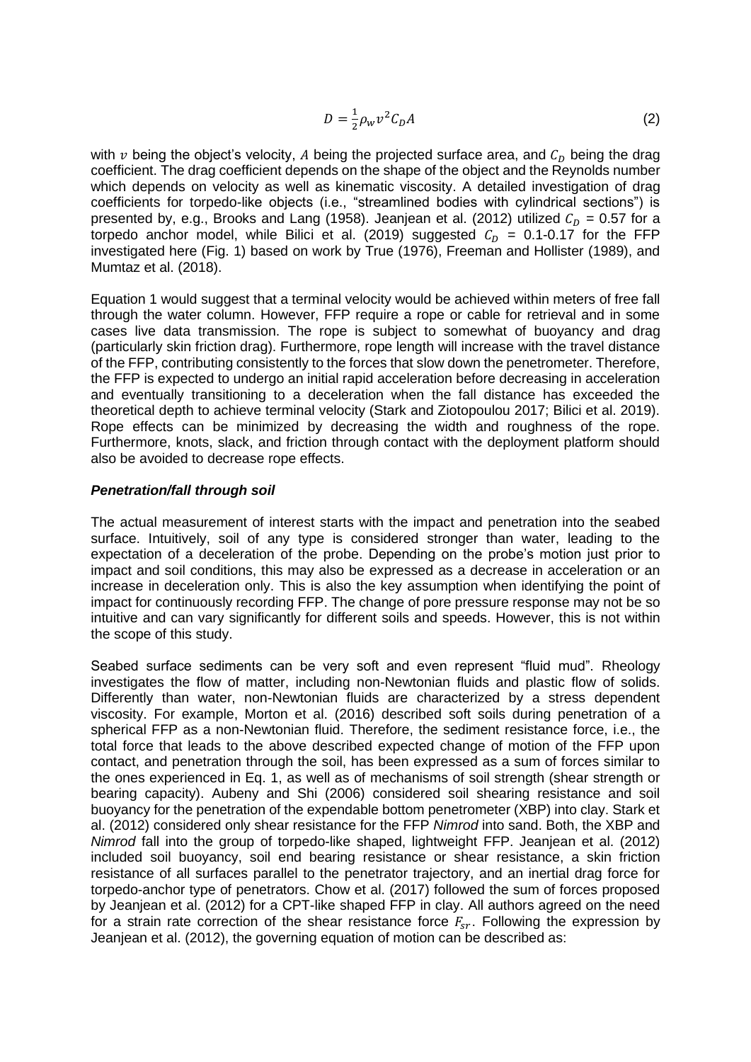$$D = \frac{1}{2}\rho_w v^2 C_D A \quad (2)$$

with $v$ being the object's velocity, $A$ being the projected surface area, and $C_D$ being the drag coefficient. The drag coefficient depends on the shape of the object and the Reynolds number which depends on velocity as well as kinematic viscosity. A detailed investigation of drag coefficients for torpedo-like objects (i.e., "streamlined bodies with cylindrical sections") is presented by, e.g., Brooks and Lang (1958). Jeanjean et al. (2012) utilized $C_D$ = 0.57 for a torpedo anchor model, while Bilici et al. (2019) suggested $C_D$ = 0.1-0.17 for the FFP investigated here (Fig. 1) based on work by True (1976), Freeman and Hollister (1989), and Mumtaz et al. (2018).

Equation 1 would suggest that a terminal velocity would be achieved within meters of free fall through the water column. However, FFP require a rope or cable for retrieval and in some cases live data transmission. The rope is subject to somewhat of buoyancy and drag (particularly skin friction drag). Furthermore, rope length will increase with the travel distance of the FFP, contributing consistently to the forces that slow down the penetrometer. Therefore, the FFP is expected to undergo an initial rapid acceleration before decreasing in acceleration and eventually transitioning to a deceleration when the fall distance has exceeded the theoretical depth to achieve terminal velocity (Stark and Ziotopoulou 2017; Bilici et al. 2019). Rope effects can be minimized by decreasing the width and roughness of the rope. Furthermore, knots, slack, and friction through contact with the deployment platform should also be avoided to decrease rope effects.

### *Penetration/fall through soil*

The actual measurement of interest starts with the impact and penetration into the seabed surface. Intuitively, soil of any type is considered stronger than water, leading to the expectation of a deceleration of the probe. Depending on the probe's motion just prior to impact and soil conditions, this may also be expressed as a decrease in acceleration or an increase in deceleration only. This is also the key assumption when identifying the point of impact for continuously recording FFP. The change of pore pressure response may not be so intuitive and can vary significantly for different soils and speeds. However, this is not within the scope of this study.

Seabed surface sediments can be very soft and even represent "fluid mud". Rheology investigates the flow of matter, including non-Newtonian fluids and plastic flow of solids. Differently than water, non-Newtonian fluids are characterized by a stress dependent viscosity. For example, Morton et al. (2016) described soft soils during penetration of a spherical FFP as a non-Newtonian fluid. Therefore, the sediment resistance force, i.e., the total force that leads to the above described expected change of motion of the FFP upon contact, and penetration through the soil, has been expressed as a sum of forces similar to the ones experienced in Eq. 1, as well as of mechanisms of soil strength (shear strength or bearing capacity). Aubeny and Shi (2006) considered soil shearing resistance and soil buoyancy for the penetration of the expendable bottom penetrometer (XBP) into clay. Stark et al. (2012) considered only shear resistance for the FFP *Nimrod* into sand. Both, the XBP and *Nimrod* fall into the group of torpedo-like shaped, lightweight FFP. Jeanjean et al. (2012) included soil buoyancy, soil end bearing resistance or shear resistance, a skin friction resistance of all surfaces parallel to the penetrator trajectory, and an inertial drag force for torpedo-anchor type of penetrators. Chow et al. (2017) followed the sum of forces proposed by Jeanjean et al. (2012) for a CPT-like shaped FFP in clay. All authors agreed on the need for a strain rate correction of the shear resistance force $F_{sr}$. Following the expression by Jeanjean et al. (2012), the governing equation of motion can be described as: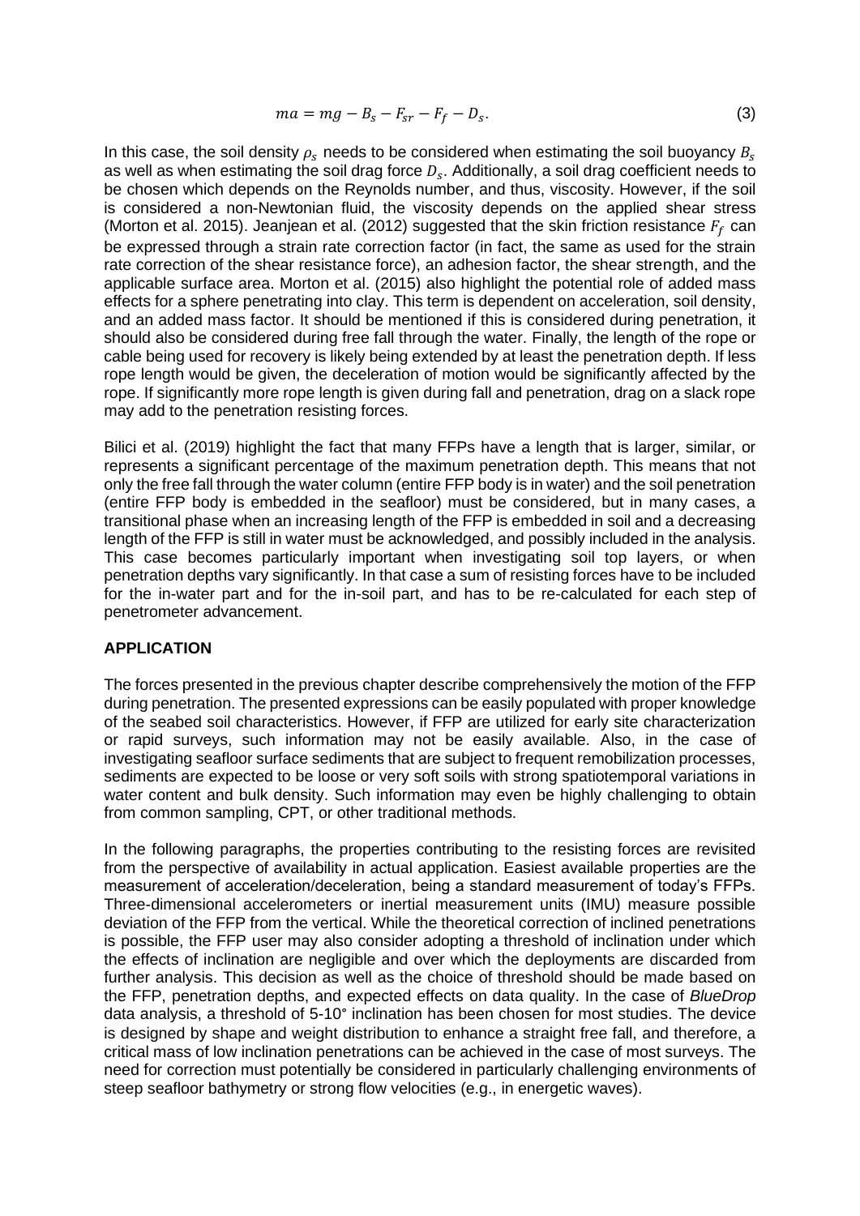$$ma = mg - B_s - F_{sr} - F_f - D_s. \tag{3}$$

In this case, the soil density $\rho_s$ needs to be considered when estimating the soil buoyancy $B_s$ as well as when estimating the soil drag force $D_s$. Additionally, a soil drag coefficient needs to be chosen which depends on the Reynolds number, and thus, viscosity. However, if the soil is considered a non-Newtonian fluid, the viscosity depends on the applied shear stress (Morton et al. 2015). Jeanjean et al. (2012) suggested that the skin friction resistance $F_f$ can be expressed through a strain rate correction factor (in fact, the same as used for the strain rate correction of the shear resistance force), an adhesion factor, the shear strength, and the applicable surface area. Morton et al. (2015) also highlight the potential role of added mass effects for a sphere penetrating into clay. This term is dependent on acceleration, soil density, and an added mass factor. It should be mentioned if this is considered during penetration, it should also be considered during free fall through the water. Finally, the length of the rope or cable being used for recovery is likely being extended by at least the penetration depth. If less rope length would be given, the deceleration of motion would be significantly affected by the rope. If significantly more rope length is given during fall and penetration, drag on a slack rope may add to the penetration resisting forces.

Bilici et al. (2019) highlight the fact that many FFPs have a length that is larger, similar, or represents a significant percentage of the maximum penetration depth. This means that not only the free fall through the water column (entire FFP body is in water) and the soil penetration (entire FFP body is embedded in the seafloor) must be considered, but in many cases, a transitional phase when an increasing length of the FFP is embedded in soil and a decreasing length of the FFP is still in water must be acknowledged, and possibly included in the analysis. This case becomes particularly important when investigating soil top layers, or when penetration depths vary significantly. In that case a sum of resisting forces have to be included for the in-water part and for the in-soil part, and has to be re-calculated for each step of penetrometer advancement.

## APPLICATION

The forces presented in the previous chapter describe comprehensively the motion of the FFP during penetration. The presented expressions can be easily populated with proper knowledge of the seabed soil characteristics. However, if FFP are utilized for early site characterization or rapid surveys, such information may not be easily available. Also, in the case of investigating seafloor surface sediments that are subject to frequent remobilization processes, sediments are expected to be loose or very soft soils with strong spatiotemporal variations in water content and bulk density. Such information may even be highly challenging to obtain from common sampling, CPT, or other traditional methods.

In the following paragraphs, the properties contributing to the resisting forces are revisited from the perspective of availability in actual application. Easiest available properties are the measurement of acceleration/deceleration, being a standard measurement of today's FFPs. Three-dimensional accelerometers or inertial measurement units (IMU) measure possible deviation of the FFP from the vertical. While the theoretical correction of inclined penetrations is possible, the FFP user may also consider adopting a threshold of inclination under which the effects of inclination are negligible and over which the deployments are discarded from further analysis. This decision as well as the choice of threshold should be made based on the FFP, penetration depths, and expected effects on data quality. In the case of *BlueDrop* data analysis, a threshold of 5-10° inclination has been chosen for most studies. The device is designed by shape and weight distribution to enhance a straight free fall, and therefore, a critical mass of low inclination penetrations can be achieved in the case of most surveys. The need for correction must potentially be considered in particularly challenging environments of steep seafloor bathymetry or strong flow velocities (e.g., in energetic waves).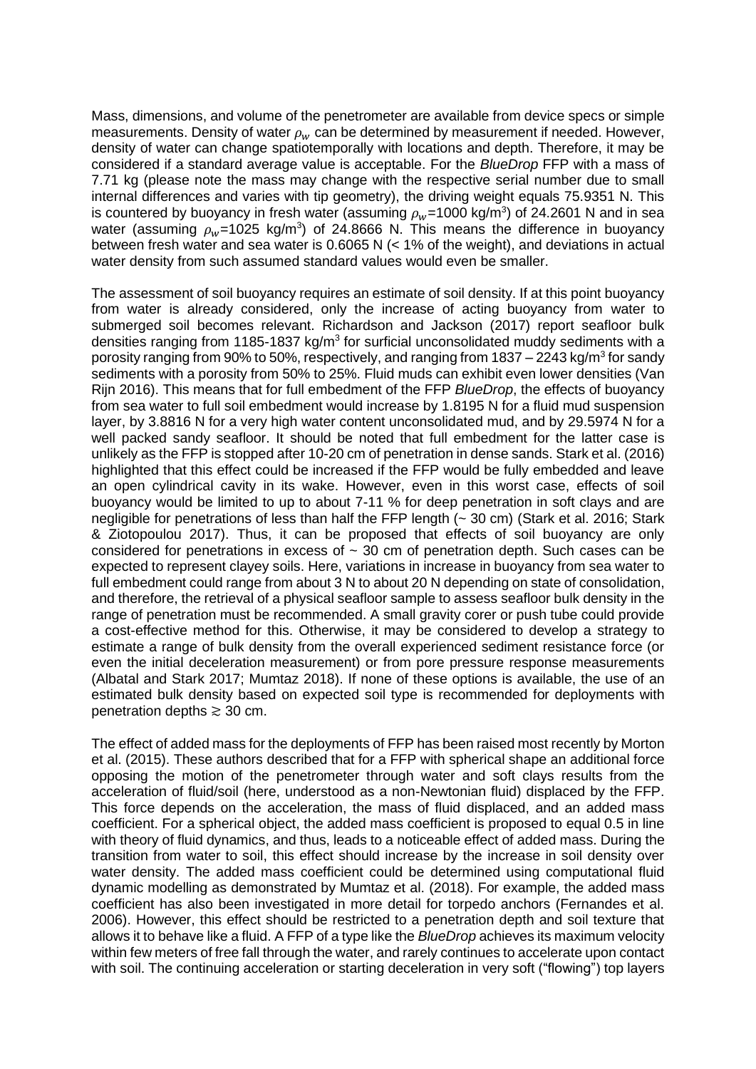Mass, dimensions, and volume of the penetrometer are available from device specs or simple measurements. Density of water $\rho_w$ can be determined by measurement if needed. However, density of water can change spatiotemporally with locations and depth. Therefore, it may be considered if a standard average value is acceptable. For the *BlueDrop* FFP with a mass of 7.71 kg (please note the mass may change with the respective serial number due to small internal differences and varies with tip geometry), the driving weight equals 75.9351 N. This is countered by buoyancy in fresh water (assuming $\rho_w$=1000 kg/m$^3$) of 24.2601 N and in sea water (assuming $\rho_w$=1025 kg/m$^3$) of 24.8666 N. This means the difference in buoyancy between fresh water and sea water is 0.6065 N (< 1% of the weight), and deviations in actual water density from such assumed standard values would even be smaller.

The assessment of soil buoyancy requires an estimate of soil density. If at this point buoyancy from water is already considered, only the increase of acting buoyancy from water to submerged soil becomes relevant. Richardson and Jackson (2017) report seafloor bulk densities ranging from 1185-1837 kg/m$^3$ for surficial unconsolidated muddy sediments with a porosity ranging from 90% to 50%, respectively, and ranging from 1837 – 2243 kg/m$^3$ for sandy sediments with a porosity from 50% to 25%. Fluid muds can exhibit even lower densities (Van Rijn 2016). This means that for full embedment of the FFP *BlueDrop*, the effects of buoyancy from sea water to full soil embedment would increase by 1.8195 N for a fluid mud suspension layer, by 3.8816 N for a very high water content unconsolidated mud, and by 29.5974 N for a well packed sandy seafloor. It should be noted that full embedment for the latter case is unlikely as the FFP is stopped after 10-20 cm of penetration in dense sands. Stark et al. (2016) highlighted that this effect could be increased if the FFP would be fully embedded and leave an open cylindrical cavity in its wake. However, even in this worst case, effects of soil buoyancy would be limited to up to about 7-11 % for deep penetration in soft clays and are negligible for penetrations of less than half the FFP length (~ 30 cm) (Stark et al. 2016; Stark & Ziotopoulou 2017). Thus, it can be proposed that effects of soil buoyancy are only considered for penetrations in excess of ~ 30 cm of penetration depth. Such cases can be expected to represent clayey soils. Here, variations in increase in buoyancy from sea water to full embedment could range from about 3 N to about 20 N depending on state of consolidation, and therefore, the retrieval of a physical seafloor sample to assess seafloor bulk density in the range of penetration must be recommended. A small gravity corer or push tube could provide a cost-effective method for this. Otherwise, it may be considered to develop a strategy to estimate a range of bulk density from the overall experienced sediment resistance force (or even the initial deceleration measurement) or from pore pressure response measurements (Albatal and Stark 2017; Mumtaz 2018). If none of these options is available, the use of an estimated bulk density based on expected soil type is recommended for deployments with penetration depths $\gtrsim$ 30 cm.

The effect of added mass for the deployments of FFP has been raised most recently by Morton et al. (2015). These authors described that for a FFP with spherical shape an additional force opposing the motion of the penetrometer through water and soft clays results from the acceleration of fluid/soil (here, understood as a non-Newtonian fluid) displaced by the FFP. This force depends on the acceleration, the mass of fluid displaced, and an added mass coefficient. For a spherical object, the added mass coefficient is proposed to equal 0.5 in line with theory of fluid dynamics, and thus, leads to a noticeable effect of added mass. During the transition from water to soil, this effect should increase by the increase in soil density over water density. The added mass coefficient could be determined using computational fluid dynamic modelling as demonstrated by Mumtaz et al. (2018). For example, the added mass coefficient has also been investigated in more detail for torpedo anchors (Fernandes et al. 2006). However, this effect should be restricted to a penetration depth and soil texture that allows it to behave like a fluid. A FFP of a type like the *BlueDrop* achieves its maximum velocity within few meters of free fall through the water, and rarely continues to accelerate upon contact with soil. The continuing acceleration or starting deceleration in very soft ("flowing") top layers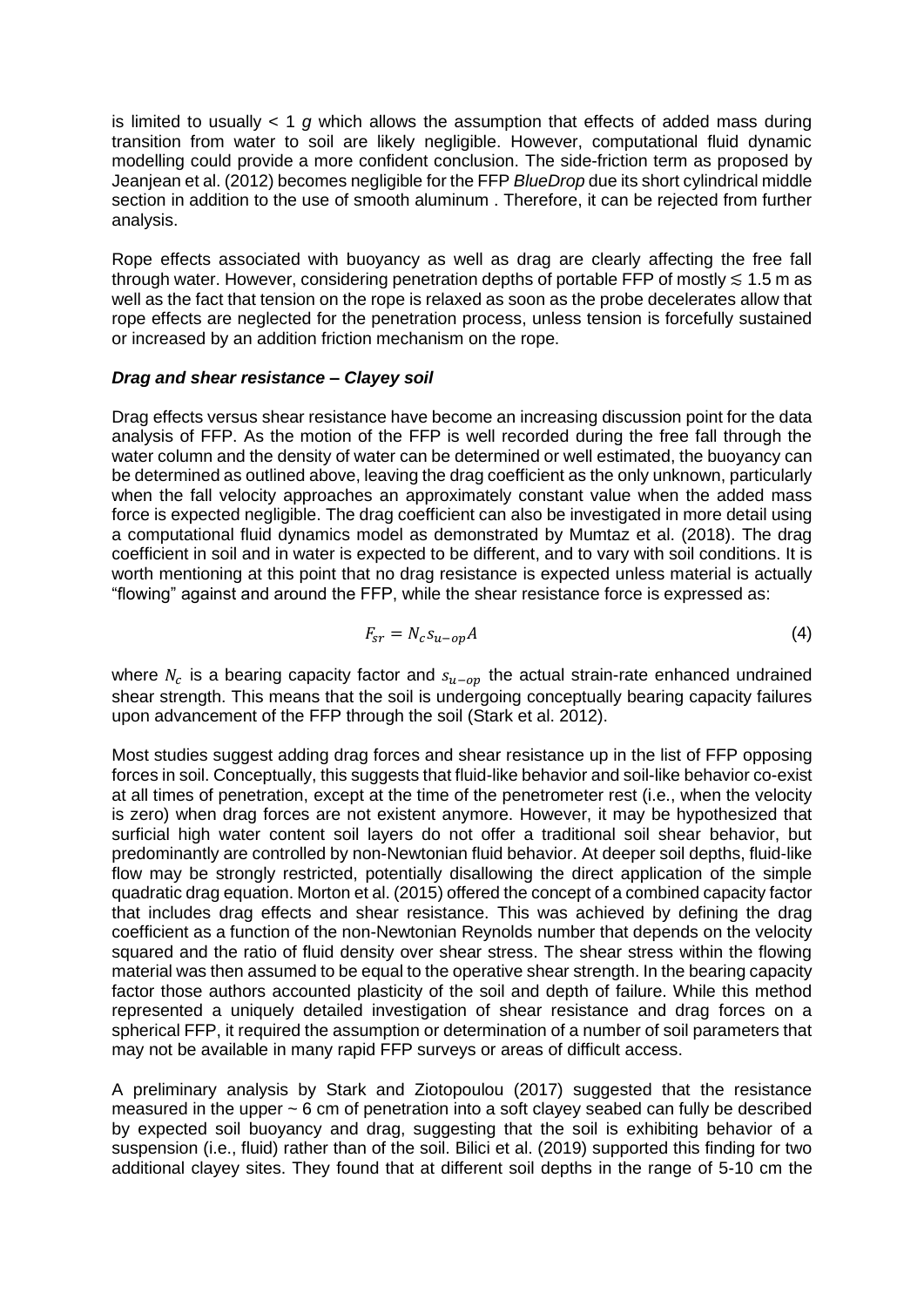is limited to usually < 1 *g* which allows the assumption that effects of added mass during transition from water to soil are likely negligible. However, computational fluid dynamic modelling could provide a more confident conclusion. The side-friction term as proposed by Jeanjean et al. (2012) becomes negligible for the FFP *BlueDrop* due its short cylindrical middle section in addition to the use of smooth aluminum . Therefore, it can be rejected from further analysis.

Rope effects associated with buoyancy as well as drag are clearly affecting the free fall through water. However, considering penetration depths of portable FFP of mostly $\lesssim$ 1.5 m as well as the fact that tension on the rope is relaxed as soon as the probe decelerates allow that rope effects are neglected for the penetration process, unless tension is forcefully sustained or increased by an addition friction mechanism on the rope.

### *Drag and shear resistance – Clayey soil*

Drag effects versus shear resistance have become an increasing discussion point for the data analysis of FFP. As the motion of the FFP is well recorded during the free fall through the water column and the density of water can be determined or well estimated, the buoyancy can be determined as outlined above, leaving the drag coefficient as the only unknown, particularly when the fall velocity approaches an approximately constant value when the added mass force is expected negligible. The drag coefficient can also be investigated in more detail using a computational fluid dynamics model as demonstrated by Mumtaz et al. (2018). The drag coefficient in soil and in water is expected to be different, and to vary with soil conditions. It is worth mentioning at this point that no drag resistance is expected unless material is actually "flowing" against and around the FFP, while the shear resistance force is expressed as:

$$F_{sr} = N_c s_{u-op} A \tag{4}$$

where $N_c$ is a bearing capacity factor and $s_{u-op}$ the actual strain-rate enhanced undrained shear strength. This means that the soil is undergoing conceptually bearing capacity failures upon advancement of the FFP through the soil (Stark et al. 2012).

Most studies suggest adding drag forces and shear resistance up in the list of FFP opposing forces in soil. Conceptually, this suggests that fluid-like behavior and soil-like behavior co-exist at all times of penetration, except at the time of the penetrometer rest (i.e., when the velocity is zero) when drag forces are not existent anymore. However, it may be hypothesized that surficial high water content soil layers do not offer a traditional soil shear behavior, but predominantly are controlled by non-Newtonian fluid behavior. At deeper soil depths, fluid-like flow may be strongly restricted, potentially disallowing the direct application of the simple quadratic drag equation. Morton et al. (2015) offered the concept of a combined capacity factor that includes drag effects and shear resistance. This was achieved by defining the drag coefficient as a function of the non-Newtonian Reynolds number that depends on the velocity squared and the ratio of fluid density over shear stress. The shear stress within the flowing material was then assumed to be equal to the operative shear strength. In the bearing capacity factor those authors accounted plasticity of the soil and depth of failure. While this method represented a uniquely detailed investigation of shear resistance and drag forces on a spherical FFP, it required the assumption or determination of a number of soil parameters that may not be available in many rapid FFP surveys or areas of difficult access.

A preliminary analysis by Stark and Ziotopoulou (2017) suggested that the resistance measured in the upper ~ 6 cm of penetration into a soft clayey seabed can fully be described by expected soil buoyancy and drag, suggesting that the soil is exhibiting behavior of a suspension (i.e., fluid) rather than of the soil. Bilici et al. (2019) supported this finding for two additional clayey sites. They found that at different soil depths in the range of 5-10 cm the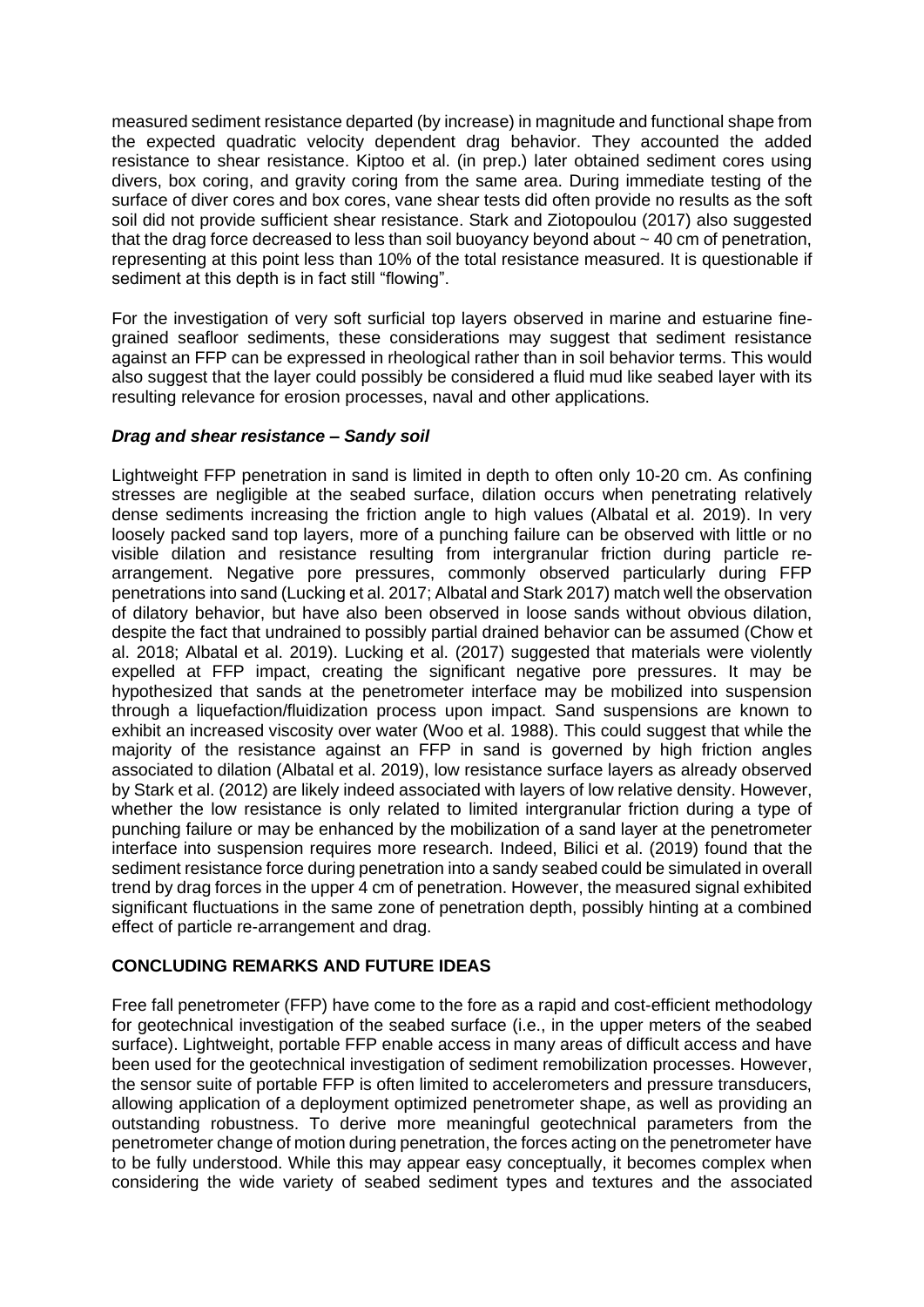measured sediment resistance departed (by increase) in magnitude and functional shape from the expected quadratic velocity dependent drag behavior. They accounted the added resistance to shear resistance. Kiptoo et al. (in prep.) later obtained sediment cores using divers, box coring, and gravity coring from the same area. During immediate testing of the surface of diver cores and box cores, vane shear tests did often provide no results as the soft soil did not provide sufficient shear resistance. Stark and Ziotopoulou (2017) also suggested that the drag force decreased to less than soil buoyancy beyond about ~ 40 cm of penetration, representing at this point less than 10% of the total resistance measured. It is questionable if sediment at this depth is in fact still "flowing".

For the investigation of very soft surficial top layers observed in marine and estuarine fine-grained seafloor sediments, these considerations may suggest that sediment resistance against an FFP can be expressed in rheological rather than in soil behavior terms. This would also suggest that the layer could possibly be considered a fluid mud like seabed layer with its resulting relevance for erosion processes, naval and other applications.

### *Drag and shear resistance – Sandy soil*

Lightweight FFP penetration in sand is limited in depth to often only 10-20 cm. As confining stresses are negligible at the seabed surface, dilation occurs when penetrating relatively dense sediments increasing the friction angle to high values (Albatal et al. 2019). In very loosely packed sand top layers, more of a punching failure can be observed with little or no visible dilation and resistance resulting from intergranular friction during particle re-arrangement. Negative pore pressures, commonly observed particularly during FFP penetrations into sand (Lucking et al. 2017; Albatal and Stark 2017) match well the observation of dilatory behavior, but have also been observed in loose sands without obvious dilation, despite the fact that undrained to possibly partial drained behavior can be assumed (Chow et al. 2018; Albatal et al. 2019). Lucking et al. (2017) suggested that materials were violently expelled at FFP impact, creating the significant negative pore pressures. It may be hypothesized that sands at the penetrometer interface may be mobilized into suspension through a liquefaction/fluidization process upon impact. Sand suspensions are known to exhibit an increased viscosity over water (Woo et al. 1988). This could suggest that while the majority of the resistance against an FFP in sand is governed by high friction angles associated to dilation (Albatal et al. 2019), low resistance surface layers as already observed by Stark et al. (2012) are likely indeed associated with layers of low relative density. However, whether the low resistance is only related to limited intergranular friction during a type of punching failure or may be enhanced by the mobilization of a sand layer at the penetrometer interface into suspension requires more research. Indeed, Bilici et al. (2019) found that the sediment resistance force during penetration into a sandy seabed could be simulated in overall trend by drag forces in the upper 4 cm of penetration. However, the measured signal exhibited significant fluctuations in the same zone of penetration depth, possibly hinting at a combined effect of particle re-arrangement and drag.

## CONCLUDING REMARKS AND FUTURE IDEAS

Free fall penetrometer (FFP) have come to the fore as a rapid and cost-efficient methodology for geotechnical investigation of the seabed surface (i.e., in the upper meters of the seabed surface). Lightweight, portable FFP enable access in many areas of difficult access and have been used for the geotechnical investigation of sediment remobilization processes. However, the sensor suite of portable FFP is often limited to accelerometers and pressure transducers, allowing application of a deployment optimized penetrometer shape, as well as providing an outstanding robustness. To derive more meaningful geotechnical parameters from the penetrometer change of motion during penetration, the forces acting on the penetrometer have to be fully understood. While this may appear easy conceptually, it becomes complex when considering the wide variety of seabed sediment types and textures and the associated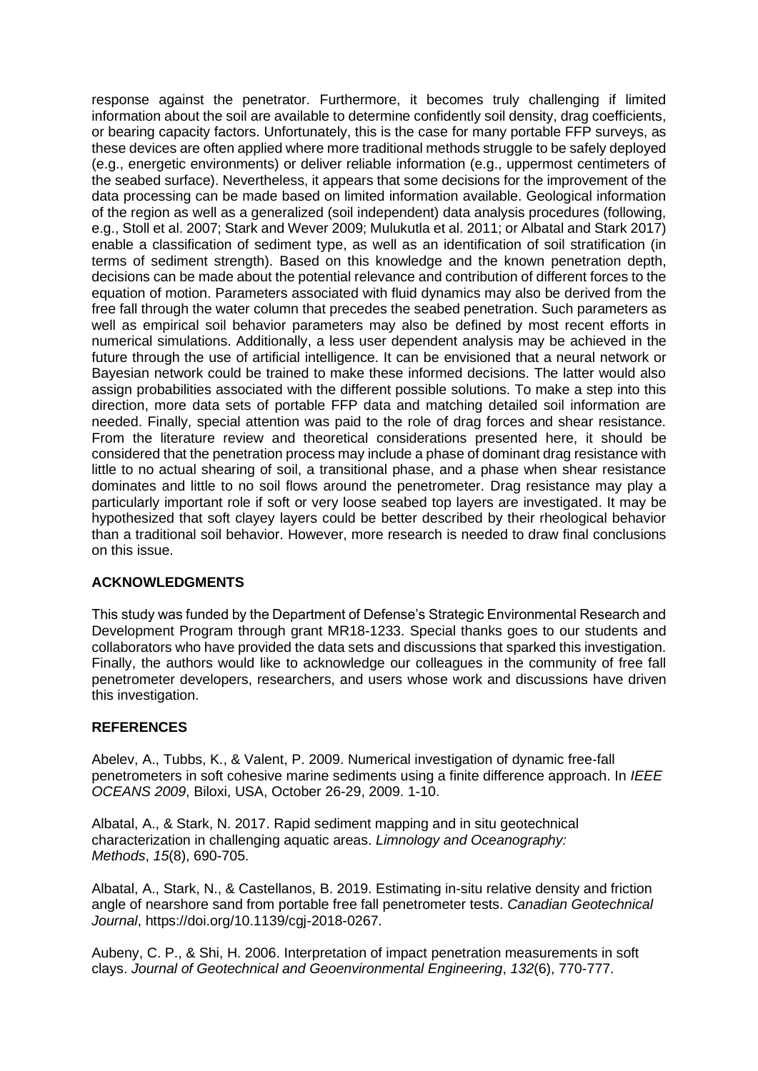response against the penetrator. Furthermore, it becomes truly challenging if limited information about the soil are available to determine confidently soil density, drag coefficients, or bearing capacity factors. Unfortunately, this is the case for many portable FFP surveys, as these devices are often applied where more traditional methods struggle to be safely deployed (e.g., energetic environments) or deliver reliable information (e.g., uppermost centimeters of the seabed surface). Nevertheless, it appears that some decisions for the improvement of the data processing can be made based on limited information available. Geological information of the region as well as a generalized (soil independent) data analysis procedures (following, e.g., Stoll et al. 2007; Stark and Wever 2009; Mulukutla et al. 2011; or Albatal and Stark 2017) enable a classification of sediment type, as well as an identification of soil stratification (in terms of sediment strength). Based on this knowledge and the known penetration depth, decisions can be made about the potential relevance and contribution of different forces to the equation of motion. Parameters associated with fluid dynamics may also be derived from the free fall through the water column that precedes the seabed penetration. Such parameters as well as empirical soil behavior parameters may also be defined by most recent efforts in numerical simulations. Additionally, a less user dependent analysis may be achieved in the future through the use of artificial intelligence. It can be envisioned that a neural network or Bayesian network could be trained to make these informed decisions. The latter would also assign probabilities associated with the different possible solutions. To make a step into this direction, more data sets of portable FFP data and matching detailed soil information are needed. Finally, special attention was paid to the role of drag forces and shear resistance. From the literature review and theoretical considerations presented here, it should be considered that the penetration process may include a phase of dominant drag resistance with little to no actual shearing of soil, a transitional phase, and a phase when shear resistance dominates and little to no soil flows around the penetrometer. Drag resistance may play a particularly important role if soft or very loose seabed top layers are investigated. It may be hypothesized that soft clayey layers could be better described by their rheological behavior than a traditional soil behavior. However, more research is needed to draw final conclusions on this issue.

## ACKNOWLEDGMENTS

This study was funded by the Department of Defense's Strategic Environmental Research and Development Program through grant MR18-1233. Special thanks goes to our students and collaborators who have provided the data sets and discussions that sparked this investigation. Finally, the authors would like to acknowledge our colleagues in the community of free fall penetrometer developers, researchers, and users whose work and discussions have driven this investigation.

## REFERENCES

Abelev, A., Tubbs, K., & Valent, P. 2009. Numerical investigation of dynamic free-fall penetrometers in soft cohesive marine sediments using a finite difference approach. In *IEEE OCEANS 2009*, Biloxi, USA, October 26-29, 2009. 1-10.

Albatal, A., & Stark, N. 2017. Rapid sediment mapping and in situ geotechnical characterization in challenging aquatic areas. *Limnology and Oceanography: Methods*, *15*(8), 690-705.

Albatal, A., Stark, N., & Castellanos, B. 2019. Estimating in-situ relative density and friction angle of nearshore sand from portable free fall penetrometer tests. *Canadian Geotechnical Journal*, https://doi.org/10.1139/cgj-2018-0267.

Aubeny, C. P., & Shi, H. 2006. Interpretation of impact penetration measurements in soft clays. *Journal of Geotechnical and Geoenvironmental Engineering*, *132*(6), 770-777.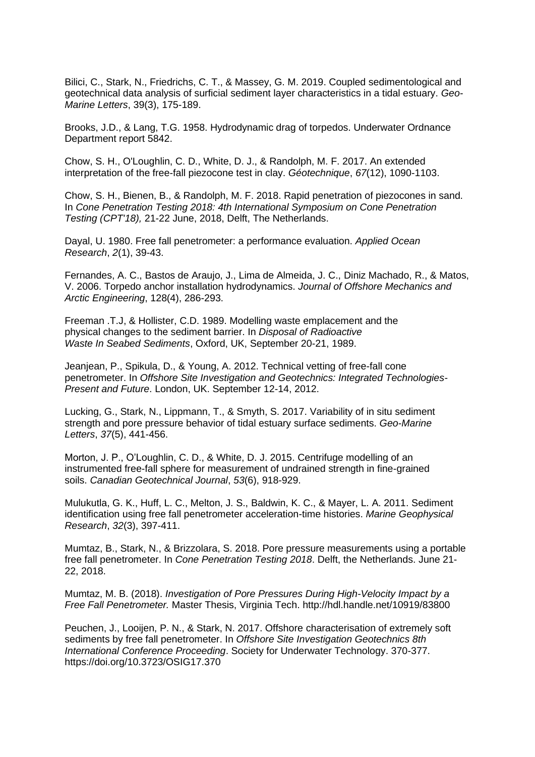Bilici, C., Stark, N., Friedrichs, C. T., & Massey, G. M. 2019. Coupled sedimentological and geotechnical data analysis of surficial sediment layer characteristics in a tidal estuary. *Geo-Marine Letters*, 39(3), 175-189.

Brooks, J.D., & Lang, T.G. 1958. Hydrodynamic drag of torpedos. Underwater Ordnance Department report 5842.

Chow, S. H., O'Loughlin, C. D., White, D. J., & Randolph, M. F. 2017. An extended interpretation of the free-fall piezocone test in clay. *Géotechnique*, *67*(12), 1090-1103.

Chow, S. H., Bienen, B., & Randolph, M. F. 2018. Rapid penetration of piezocones in sand. In *Cone Penetration Testing 2018: 4th International Symposium on Cone Penetration Testing (CPT'18),* 21-22 June, 2018, Delft, The Netherlands.

Dayal, U. 1980. Free fall penetrometer: a performance evaluation. *Applied Ocean Research*, *2*(1), 39-43.

Fernandes, A. C., Bastos de Araujo, J., Lima de Almeida, J. C., Diniz Machado, R., & Matos, V. 2006. Torpedo anchor installation hydrodynamics. *Journal of Offshore Mechanics and Arctic Engineering*, 128(4), 286-293.

Freeman .T.J, & Hollister, C.D. 1989. Modelling waste emplacement and the physical changes to the sediment barrier. In *Disposal of Radioactive Waste In Seabed Sediments*, Oxford, UK, September 20-21, 1989.

Jeanjean, P., Spikula, D., & Young, A. 2012. Technical vetting of free-fall cone penetrometer. In *Offshore Site Investigation and Geotechnics: Integrated Technologies-Present and Future*. London, UK. September 12-14, 2012.

Lucking, G., Stark, N., Lippmann, T., & Smyth, S. 2017. Variability of in situ sediment strength and pore pressure behavior of tidal estuary surface sediments. *Geo-Marine Letters*, *37*(5), 441-456.

Morton, J. P., O'Loughlin, C. D., & White, D. J. 2015. Centrifuge modelling of an instrumented free-fall sphere for measurement of undrained strength in fine-grained soils. *Canadian Geotechnical Journal*, *53*(6), 918-929.

Mulukutla, G. K., Huff, L. C., Melton, J. S., Baldwin, K. C., & Mayer, L. A. 2011. Sediment identification using free fall penetrometer acceleration-time histories. *Marine Geophysical Research*, *32*(3), 397-411.

Mumtaz, B., Stark, N., & Brizzolara, S. 2018. Pore pressure measurements using a portable free fall penetrometer. In *Cone Penetration Testing 2018*. Delft, the Netherlands. June 21-22, 2018.

Mumtaz, M. B. (2018). *Investigation of Pore Pressures During High-Velocity Impact by a Free Fall Penetrometer.* Master Thesis, Virginia Tech. http://hdl.handle.net/10919/83800

Peuchen, J., Looijen, P. N., & Stark, N. 2017. Offshore characterisation of extremely soft sediments by free fall penetrometer. In *Offshore Site Investigation Geotechnics 8th International Conference Proceeding*. Society for Underwater Technology. 370-377. https://doi.org/10.3723/OSIG17.370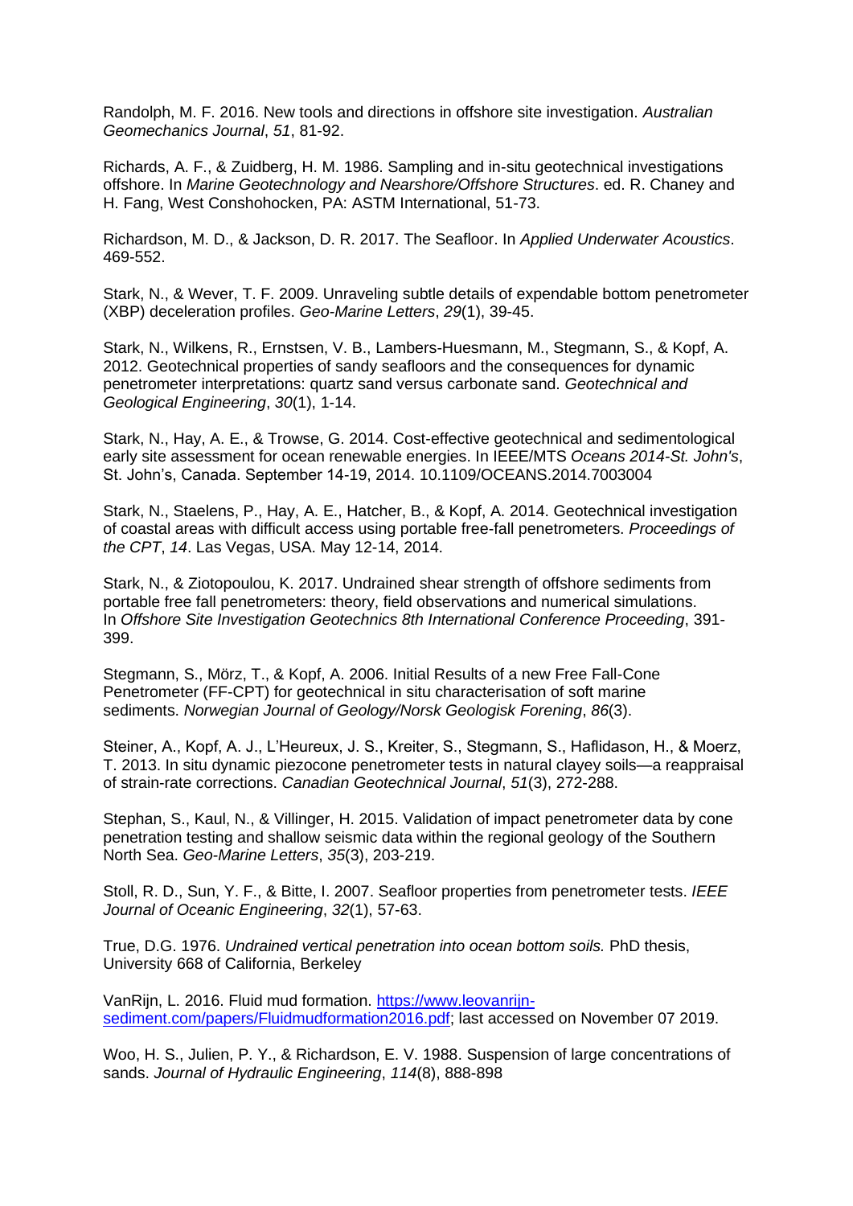Randolph, M. F. 2016. New tools and directions in offshore site investigation. *Australian Geomechanics Journal*, *51*, 81-92.

Richards, A. F., & Zuidberg, H. M. 1986. Sampling and in-situ geotechnical investigations offshore. In *Marine Geotechnology and Nearshore/Offshore Structures*. ed. R. Chaney and H. Fang, West Conshohocken, PA: ASTM International, 51-73.

Richardson, M. D., & Jackson, D. R. 2017. The Seafloor. In *Applied Underwater Acoustics*. 469-552.

Stark, N., & Wever, T. F. 2009. Unraveling subtle details of expendable bottom penetrometer (XBP) deceleration profiles. *Geo-Marine Letters*, *29*(1), 39-45.

Stark, N., Wilkens, R., Ernstsen, V. B., Lambers-Huesmann, M., Stegmann, S., & Kopf, A. 2012. Geotechnical properties of sandy seafloors and the consequences for dynamic penetrometer interpretations: quartz sand versus carbonate sand. *Geotechnical and Geological Engineering*, *30*(1), 1-14.

Stark, N., Hay, A. E., & Trowse, G. 2014. Cost-effective geotechnical and sedimentological early site assessment for ocean renewable energies. In IEEE/MTS *Oceans 2014-St. John's*, St. John's, Canada. September 14-19, 2014. 10.1109/OCEANS.2014.7003004

Stark, N., Staelens, P., Hay, A. E., Hatcher, B., & Kopf, A. 2014. Geotechnical investigation of coastal areas with difficult access using portable free-fall penetrometers. *Proceedings of the CPT*, *14*. Las Vegas, USA. May 12-14, 2014.

Stark, N., & Ziotopoulou, K. 2017. Undrained shear strength of offshore sediments from portable free fall penetrometers: theory, field observations and numerical simulations. In *Offshore Site Investigation Geotechnics 8th International Conference Proceeding*, 391-399.

Stegmann, S., Mörz, T., & Kopf, A. 2006. Initial Results of a new Free Fall-Cone Penetrometer (FF-CPT) for geotechnical in situ characterisation of soft marine sediments. *Norwegian Journal of Geology/Norsk Geologisk Forening*, *86*(3).

Steiner, A., Kopf, A. J., L'Heureux, J. S., Kreiter, S., Stegmann, S., Haflidason, H., & Moerz, T. 2013. In situ dynamic piezocone penetrometer tests in natural clayey soils—a reappraisal of strain-rate corrections. *Canadian Geotechnical Journal*, *51*(3), 272-288.

Stephan, S., Kaul, N., & Villinger, H. 2015. Validation of impact penetrometer data by cone penetration testing and shallow seismic data within the regional geology of the Southern North Sea. *Geo-Marine Letters*, *35*(3), 203-219.

Stoll, R. D., Sun, Y. F., & Bitte, I. 2007. Seafloor properties from penetrometer tests. *IEEE Journal of Oceanic Engineering*, *32*(1), 57-63.

True, D.G. 1976. *Undrained vertical penetration into ocean bottom soils.* PhD thesis, University 668 of California, Berkeley

VanRijn, L. 2016. Fluid mud formation. [https://www.leovanrijn-sediment.com/papers/Fluidmudformation2016.pdf](https://www.leovanrijn-sediment.com/papers/Fluidmudformation2016.pdf); last accessed on November 07 2019.

Woo, H. S., Julien, P. Y., & Richardson, E. V. 1988. Suspension of large concentrations of sands. *Journal of Hydraulic Engineering*, *114*(8), 888-898